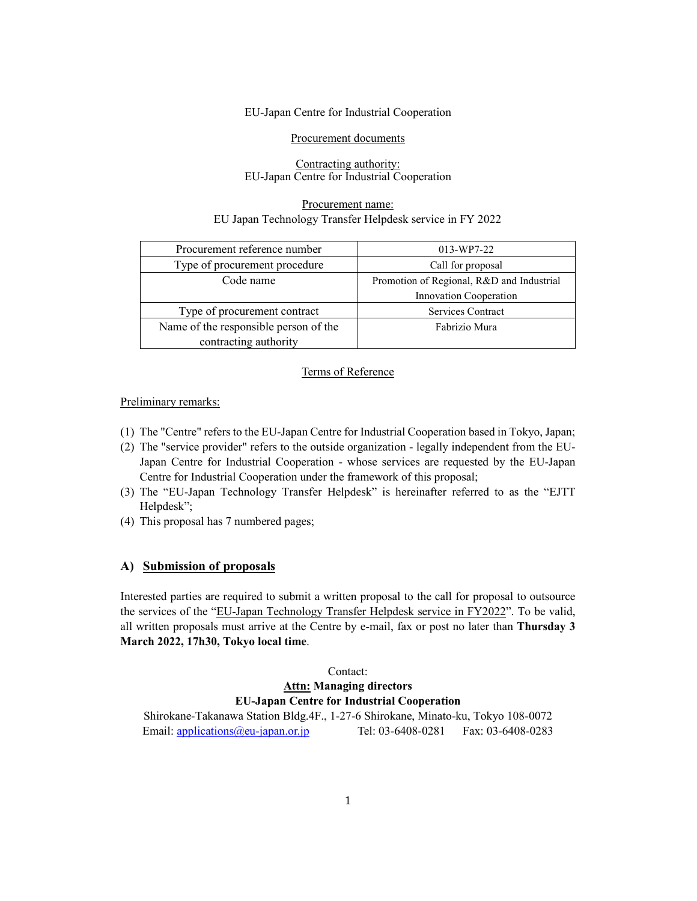EU-Japan Centre for Industrial Cooperation

Procurement documents

Contracting authority:
EU-Japan Centre for Industrial Cooperation

Procurement name:
EU Japan Technology Transfer Helpdesk service in FY 2022

| Procurement reference number | 013-WP7-22 |
|---|---|
| Type of procurement procedure | Call for proposal |
| Code name | Promotion of Regional, R&D and Industrial Innovation Cooperation |
| Type of procurement contract | Services Contract |
| Name of the responsible person of the contracting authority | Fabrizio Mura |

Terms of Reference

Preliminary remarks:

(1) The "Centre" refers to the EU-Japan Centre for Industrial Cooperation based in Tokyo, Japan;
(2) The "service provider" refers to the outside organization - legally independent from the EU-Japan Centre for Industrial Cooperation - whose services are requested by the EU-Japan Centre for Industrial Cooperation under the framework of this proposal;
(3) The "EU-Japan Technology Transfer Helpdesk" is hereinafter referred to as the "EJTT Helpdesk";
(4) This proposal has 7 numbered pages;

## A) Submission of proposals

Interested parties are required to submit a written proposal to the call for proposal to outsource the services of the "EU-Japan Technology Transfer Helpdesk service in FY2022". To be valid, all written proposals must arrive at the Centre by e-mail, fax or post no later than **Thursday 3 March 2022, 17h30, Tokyo local time**.

Contact:
**Attn: Managing directors**
**EU-Japan Centre for Industrial Cooperation**
Shirokane-Takanawa Station Bldg.4F., 1-27-6 Shirokane, Minato-ku, Tokyo 108-0072
Email: applications@eu-japan.or.jp Tel: 03-6408-0281 Fax: 03-6408-0283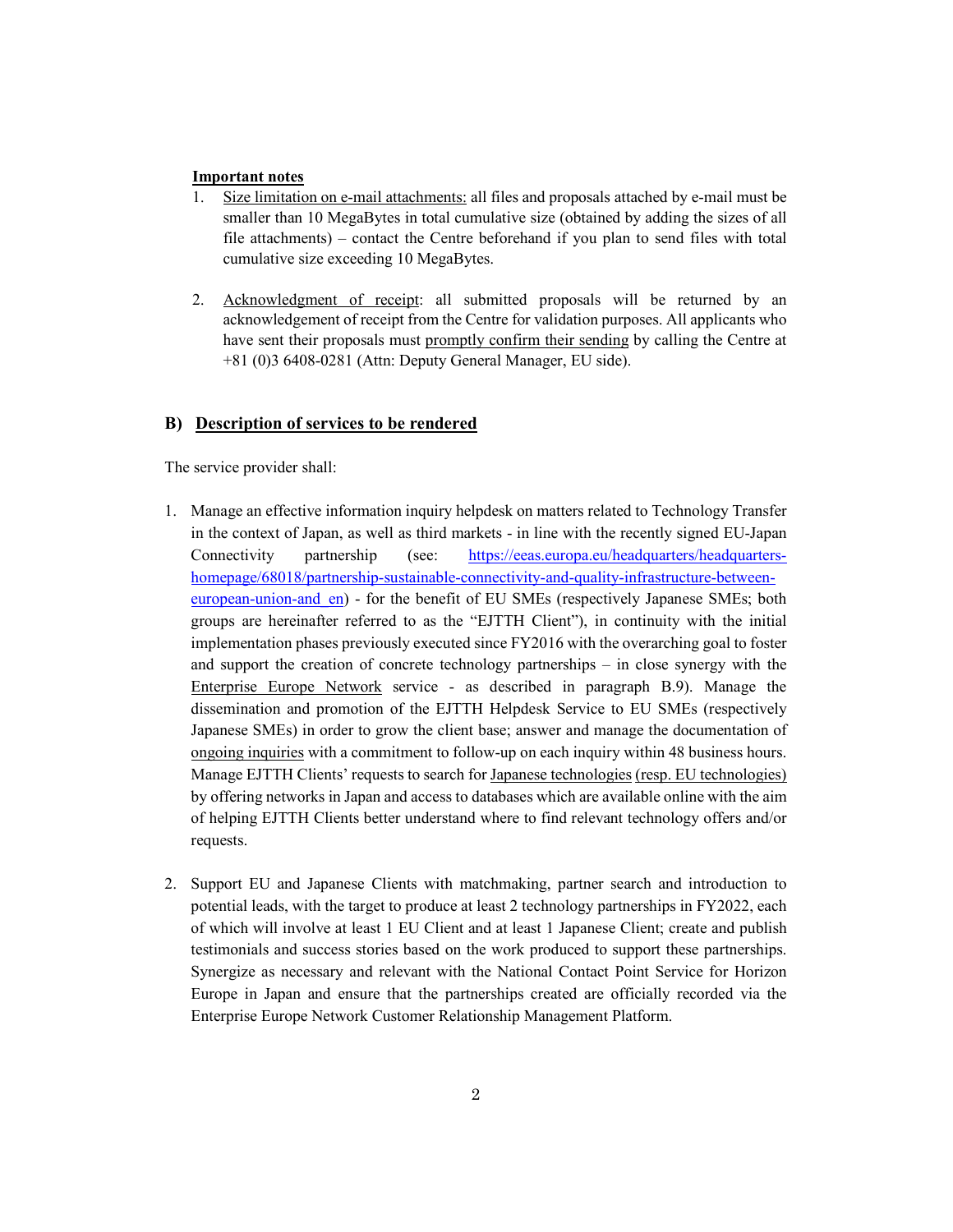**Important notes**

1. Size limitation on e-mail attachments: all files and proposals attached by e-mail must be smaller than 10 MegaBytes in total cumulative size (obtained by adding the sizes of all file attachments) – contact the Centre beforehand if you plan to send files with total cumulative size exceeding 10 MegaBytes.

2. Acknowledgment of receipt: all submitted proposals will be returned by an acknowledgement of receipt from the Centre for validation purposes. All applicants who have sent their proposals must promptly confirm their sending by calling the Centre at +81 (0)3 6408-0281 (Attn: Deputy General Manager, EU side).

## B) Description of services to be rendered

The service provider shall:

1. Manage an effective information inquiry helpdesk on matters related to Technology Transfer in the context of Japan, as well as third markets - in line with the recently signed EU-Japan Connectivity partnership (see: [https://eeas.europa.eu/headquarters/headquarters-homepage/68018/partnership-sustainable-connectivity-and-quality-infrastructure-between-european-union-and_en](https://eeas.europa.eu/headquarters/headquarters-homepage/68018/partnership-sustainable-connectivity-and-quality-infrastructure-between-european-union-and_en)) - for the benefit of EU SMEs (respectively Japanese SMEs; both groups are hereinafter referred to as the "EJTTH Client"), in continuity with the initial implementation phases previously executed since FY2016 with the overarching goal to foster and support the creation of concrete technology partnerships – in close synergy with the Enterprise Europe Network service - as described in paragraph B.9). Manage the dissemination and promotion of the EJTTH Helpdesk Service to EU SMEs (respectively Japanese SMEs) in order to grow the client base; answer and manage the documentation of ongoing inquiries with a commitment to follow-up on each inquiry within 48 business hours. Manage EJTTH Clients' requests to search for Japanese technologies (resp. EU technologies) by offering networks in Japan and access to databases which are available online with the aim of helping EJTTH Clients better understand where to find relevant technology offers and/or requests.

2. Support EU and Japanese Clients with matchmaking, partner search and introduction to potential leads, with the target to produce at least 2 technology partnerships in FY2022, each of which will involve at least 1 EU Client and at least 1 Japanese Client; create and publish testimonials and success stories based on the work produced to support these partnerships. Synergize as necessary and relevant with the National Contact Point Service for Horizon Europe in Japan and ensure that the partnerships created are officially recorded via the Enterprise Europe Network Customer Relationship Management Platform.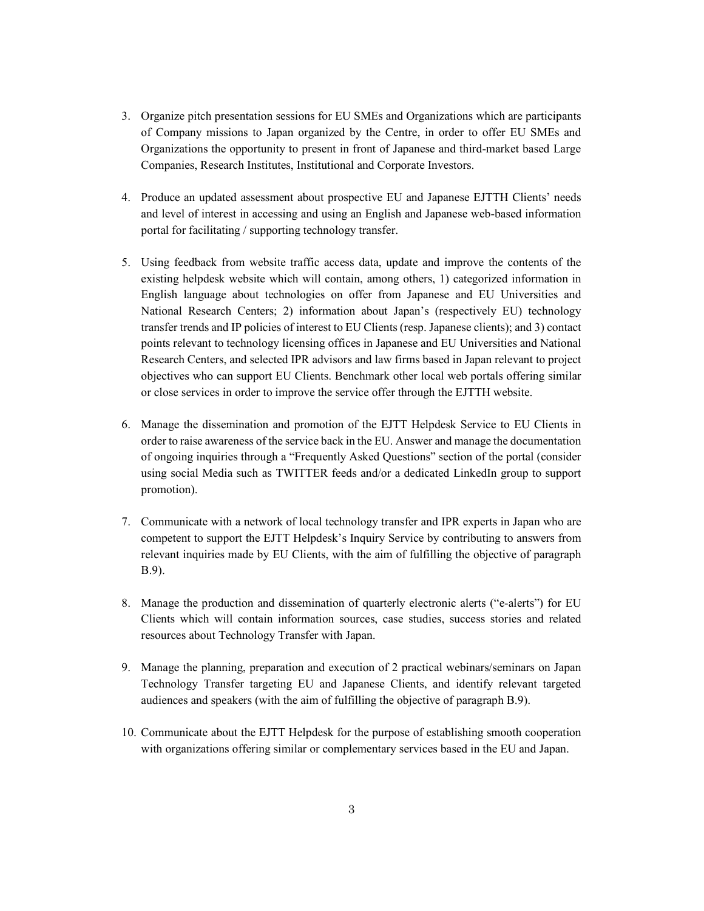3. Organize pitch presentation sessions for EU SMEs and Organizations which are participants of Company missions to Japan organized by the Centre, in order to offer EU SMEs and Organizations the opportunity to present in front of Japanese and third-market based Large Companies, Research Institutes, Institutional and Corporate Investors.

4. Produce an updated assessment about prospective EU and Japanese EJTTH Clients' needs and level of interest in accessing and using an English and Japanese web-based information portal for facilitating / supporting technology transfer.

5. Using feedback from website traffic access data, update and improve the contents of the existing helpdesk website which will contain, among others, 1) categorized information in English language about technologies on offer from Japanese and EU Universities and National Research Centers; 2) information about Japan's (respectively EU) technology transfer trends and IP policies of interest to EU Clients (resp. Japanese clients); and 3) contact points relevant to technology licensing offices in Japanese and EU Universities and National Research Centers, and selected IPR advisors and law firms based in Japan relevant to project objectives who can support EU Clients. Benchmark other local web portals offering similar or close services in order to improve the service offer through the EJTTH website.

6. Manage the dissemination and promotion of the EJTT Helpdesk Service to EU Clients in order to raise awareness of the service back in the EU. Answer and manage the documentation of ongoing inquiries through a "Frequently Asked Questions" section of the portal (consider using social Media such as TWITTER feeds and/or a dedicated LinkedIn group to support promotion).

7. Communicate with a network of local technology transfer and IPR experts in Japan who are competent to support the EJTT Helpdesk's Inquiry Service by contributing to answers from relevant inquiries made by EU Clients, with the aim of fulfilling the objective of paragraph B.9).

8. Manage the production and dissemination of quarterly electronic alerts ("e-alerts") for EU Clients which will contain information sources, case studies, success stories and related resources about Technology Transfer with Japan.

9. Manage the planning, preparation and execution of 2 practical webinars/seminars on Japan Technology Transfer targeting EU and Japanese Clients, and identify relevant targeted audiences and speakers (with the aim of fulfilling the objective of paragraph B.9).

10. Communicate about the EJTT Helpdesk for the purpose of establishing smooth cooperation with organizations offering similar or complementary services based in the EU and Japan.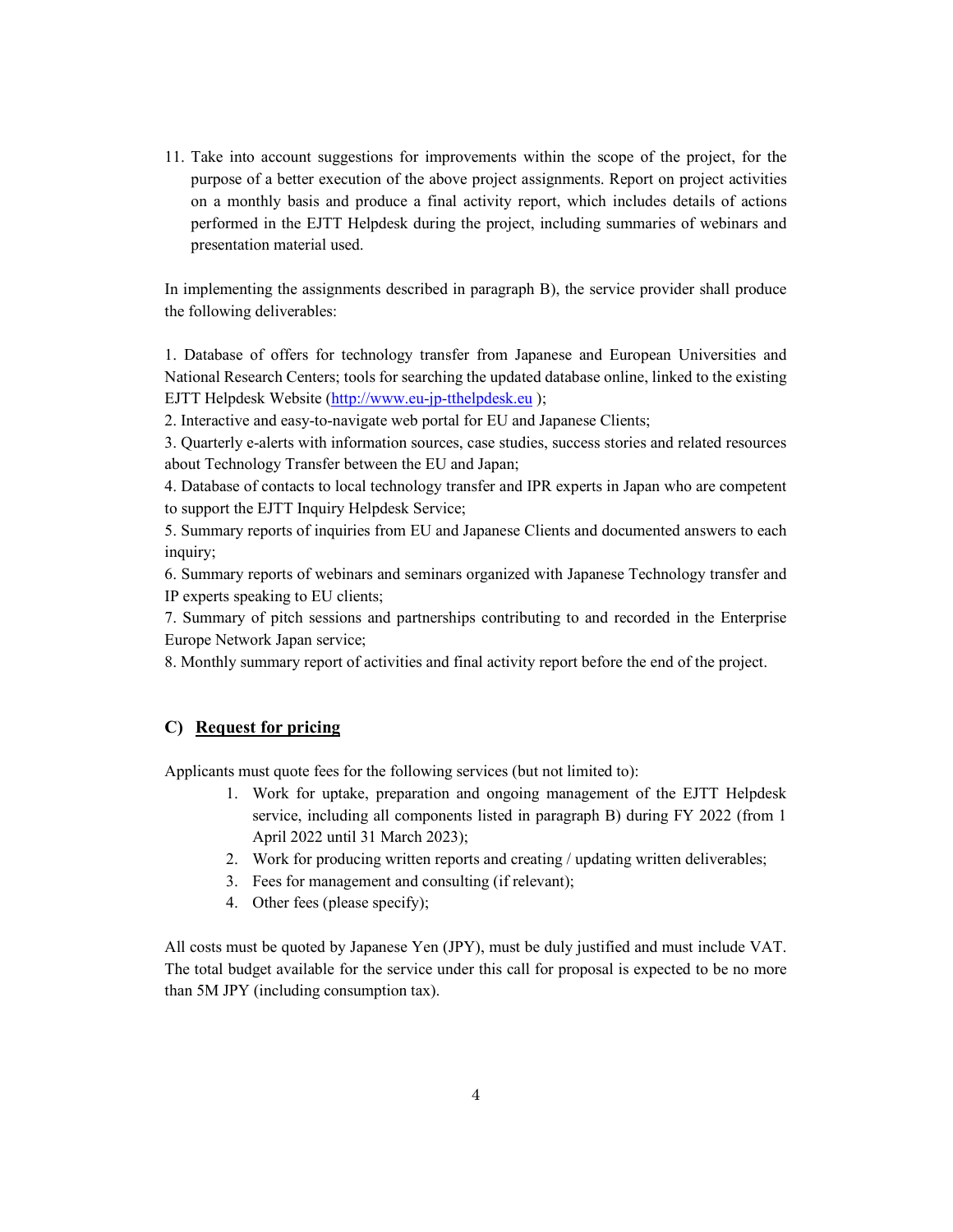11. Take into account suggestions for improvements within the scope of the project, for the purpose of a better execution of the above project assignments. Report on project activities on a monthly basis and produce a final activity report, which includes details of actions performed in the EJTT Helpdesk during the project, including summaries of webinars and presentation material used.

In implementing the assignments described in paragraph B), the service provider shall produce the following deliverables:

1. Database of offers for technology transfer from Japanese and European Universities and National Research Centers; tools for searching the updated database online, linked to the existing EJTT Helpdesk Website ([http://www.eu-jp-tthelpdesk.eu](http://www.eu-jp-tthelpdesk.eu) );
2. Interactive and easy-to-navigate web portal for EU and Japanese Clients;
3. Quarterly e-alerts with information sources, case studies, success stories and related resources about Technology Transfer between the EU and Japan;
4. Database of contacts to local technology transfer and IPR experts in Japan who are competent to support the EJTT Inquiry Helpdesk Service;
5. Summary reports of inquiries from EU and Japanese Clients and documented answers to each inquiry;
6. Summary reports of webinars and seminars organized with Japanese Technology transfer and IP experts speaking to EU clients;
7. Summary of pitch sessions and partnerships contributing to and recorded in the Enterprise Europe Network Japan service;
8. Monthly summary report of activities and final activity report before the end of the project.

## C) Request for pricing

Applicants must quote fees for the following services (but not limited to):

1. Work for uptake, preparation and ongoing management of the EJTT Helpdesk service, including all components listed in paragraph B) during FY 2022 (from 1 April 2022 until 31 March 2023);
2. Work for producing written reports and creating / updating written deliverables;
3. Fees for management and consulting (if relevant);
4. Other fees (please specify);

All costs must be quoted by Japanese Yen (JPY), must be duly justified and must include VAT. The total budget available for the service under this call for proposal is expected to be no more than 5M JPY (including consumption tax).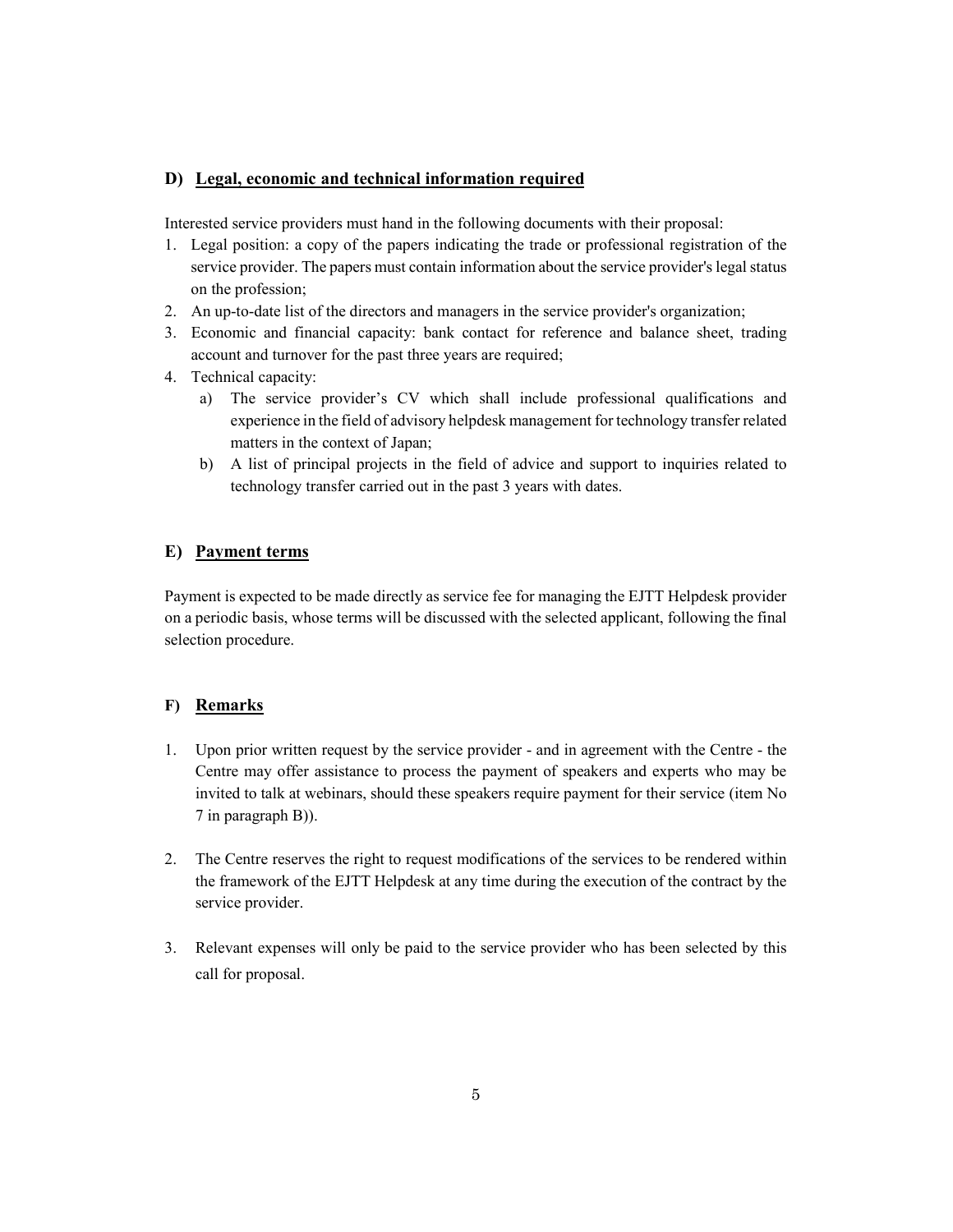## D) Legal, economic and technical information required

Interested service providers must hand in the following documents with their proposal:

1. Legal position: a copy of the papers indicating the trade or professional registration of the service provider. The papers must contain information about the service provider's legal status on the profession;
2. An up-to-date list of the directors and managers in the service provider's organization;
3. Economic and financial capacity: bank contact for reference and balance sheet, trading account and turnover for the past three years are required;
4. Technical capacity:
   a) The service provider's CV which shall include professional qualifications and experience in the field of advisory helpdesk management for technology transfer related matters in the context of Japan;
   b) A list of principal projects in the field of advice and support to inquiries related to technology transfer carried out in the past 3 years with dates.

## E) Payment terms

Payment is expected to be made directly as service fee for managing the EJTT Helpdesk provider on a periodic basis, whose terms will be discussed with the selected applicant, following the final selection procedure.

## F) Remarks

1. Upon prior written request by the service provider - and in agreement with the Centre - the Centre may offer assistance to process the payment of speakers and experts who may be invited to talk at webinars, should these speakers require payment for their service (item No 7 in paragraph B)).

2. The Centre reserves the right to request modifications of the services to be rendered within the framework of the EJTT Helpdesk at any time during the execution of the contract by the service provider.

3. Relevant expenses will only be paid to the service provider who has been selected by this call for proposal.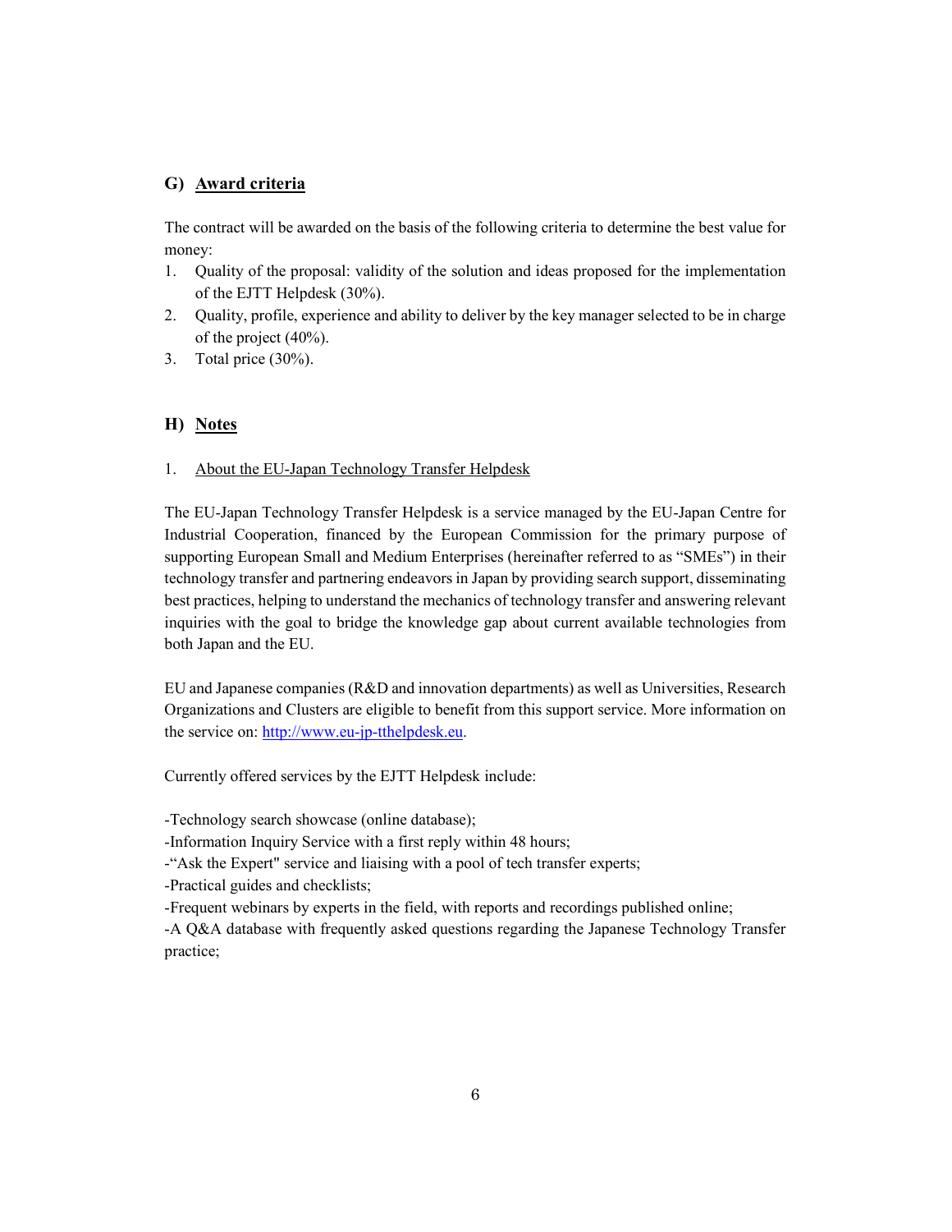## G) <u>Award criteria</u>

The contract will be awarded on the basis of the following criteria to determine the best value for money:

1. Quality of the proposal: validity of the solution and ideas proposed for the implementation of the EJTT Helpdesk (30%).
2. Quality, profile, experience and ability to deliver by the key manager selected to be in charge of the project (40%).
3. Total price (30%).

## H) <u>Notes</u>

1. <u>About the EU-Japan Technology Transfer Helpdesk</u>

The EU-Japan Technology Transfer Helpdesk is a service managed by the EU-Japan Centre for Industrial Cooperation, financed by the European Commission for the primary purpose of supporting European Small and Medium Enterprises (hereinafter referred to as "SMEs") in their technology transfer and partnering endeavors in Japan by providing search support, disseminating best practices, helping to understand the mechanics of technology transfer and answering relevant inquiries with the goal to bridge the knowledge gap about current available technologies from both Japan and the EU.

EU and Japanese companies (R&D and innovation departments) as well as Universities, Research Organizations and Clusters are eligible to benefit from this support service. More information on the service on: [http://www.eu-jp-tthelpdesk.eu](http://www.eu-jp-tthelpdesk.eu).

Currently offered services by the EJTT Helpdesk include:

-Technology search showcase (online database);
-Information Inquiry Service with a first reply within 48 hours;
-"Ask the Expert" service and liaising with a pool of tech transfer experts;
-Practical guides and checklists;
-Frequent webinars by experts in the field, with reports and recordings published online;
-A Q&A database with frequently asked questions regarding the Japanese Technology Transfer practice;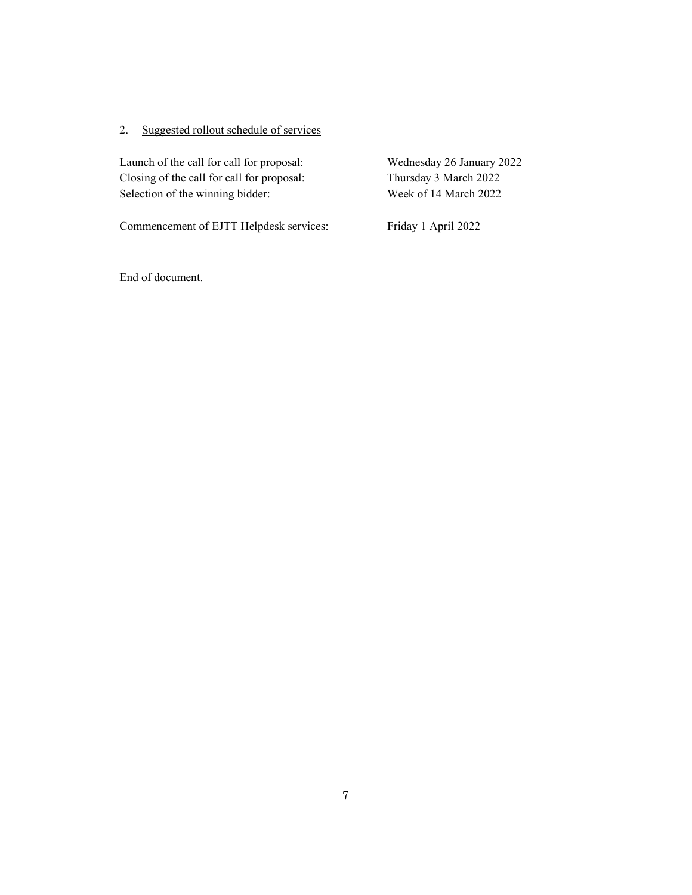2. Suggested rollout schedule of services

| | |
|---|---|
| Launch of the call for call for proposal: | Wednesday 26 January 2022 |
| Closing of the call for call for proposal: | Thursday 3 March 2022 |
| Selection of the winning bidder: | Week of 14 March 2022 |
| Commencement of EJTT Helpdesk services: | Friday 1 April 2022 |

End of document.